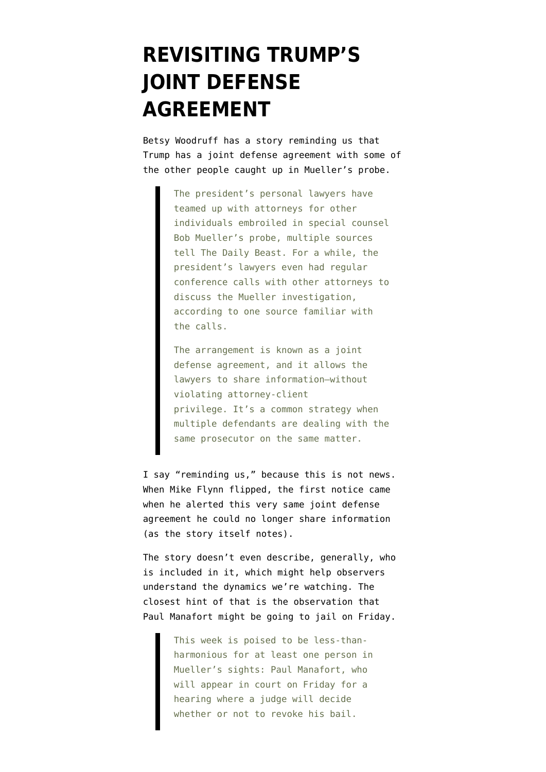# REVISITING TRUMP'S JOINT DEFENSE AGREEMENT

Betsy Woodruff has a story reminding us that Trump has a joint defense agreement with some of the other people caught up in Mueller's probe.

> The president's personal lawyers have teamed up with attorneys for other individuals embroiled in special counsel Bob Mueller's probe, multiple sources tell The Daily Beast. For a while, the president's lawyers even had regular conference calls with other attorneys to discuss the Mueller investigation, according to one source familiar with the calls.
>
> The arrangement is known as a joint defense agreement, and it allows the lawyers to share information—without violating attorney-client privilege. It's a common strategy when multiple defendants are dealing with the same prosecutor on the same matter.

I say "reminding us," because this is not news. When Mike Flynn flipped, the first notice came when he alerted this very same joint defense agreement he could no longer share information (as the story itself notes).

The story doesn't even describe, generally, who is included in it, which might help observers understand the dynamics we're watching. The closest hint of that is the observation that Paul Manafort might be going to jail on Friday.

> This week is poised to be less-than-harmonious for at least one person in Mueller's sights: Paul Manafort, who will appear in court on Friday for a hearing where a judge will decide whether or not to revoke his bail.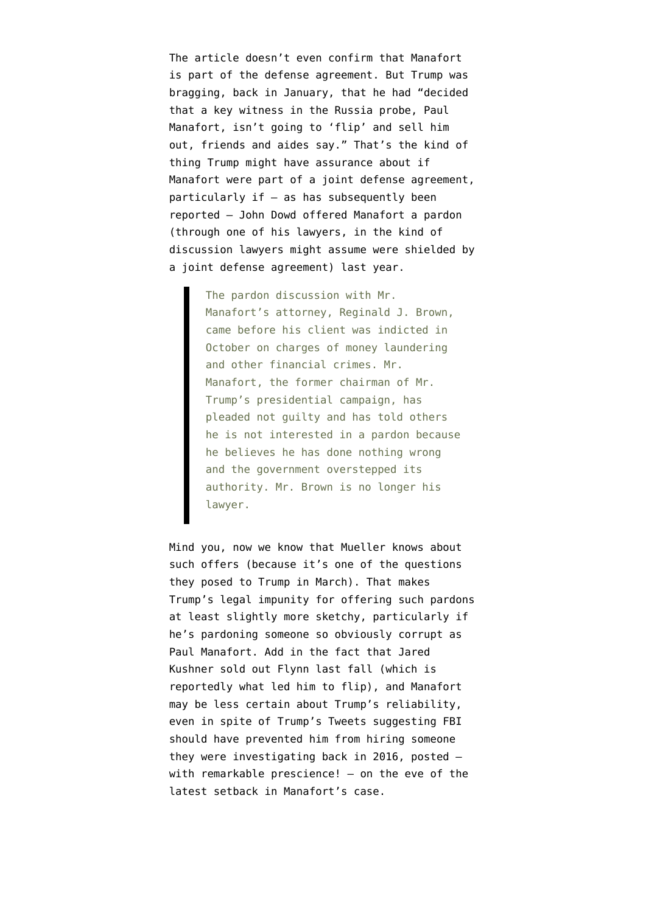The article doesn't even confirm that Manafort is part of the defense agreement. But Trump was bragging, back in January, that he had "decided that a key witness in the Russia probe, Paul Manafort, isn't going to 'flip' and sell him out, friends and aides say." That's the kind of thing Trump might have assurance about if Manafort were part of a joint defense agreement, particularly if — as has subsequently been reported — John Dowd offered Manafort a pardon (through one of his lawyers, in the kind of discussion lawyers might assume were shielded by a joint defense agreement) last year.

> The pardon discussion with Mr. Manafort's attorney, Reginald J. Brown, came before his client was indicted in October on charges of money laundering and other financial crimes. Mr. Manafort, the former chairman of Mr. Trump's presidential campaign, has pleaded not guilty and has told others he is not interested in a pardon because he believes he has done nothing wrong and the government overstepped its authority. Mr. Brown is no longer his lawyer.

Mind you, now we know that Mueller knows about such offers (because it's one of the questions they posed to Trump in March). That makes Trump's legal impunity for offering such pardons at least slightly more sketchy, particularly if he's pardoning someone so obviously corrupt as Paul Manafort. Add in the fact that Jared Kushner sold out Flynn last fall (which is reportedly what led him to flip), and Manafort may be less certain about Trump's reliability, even in spite of Trump's Tweets suggesting FBI should have prevented him from hiring someone they were investigating back in 2016, posted — with remarkable prescience! — on the eve of the latest setback in Manafort's case.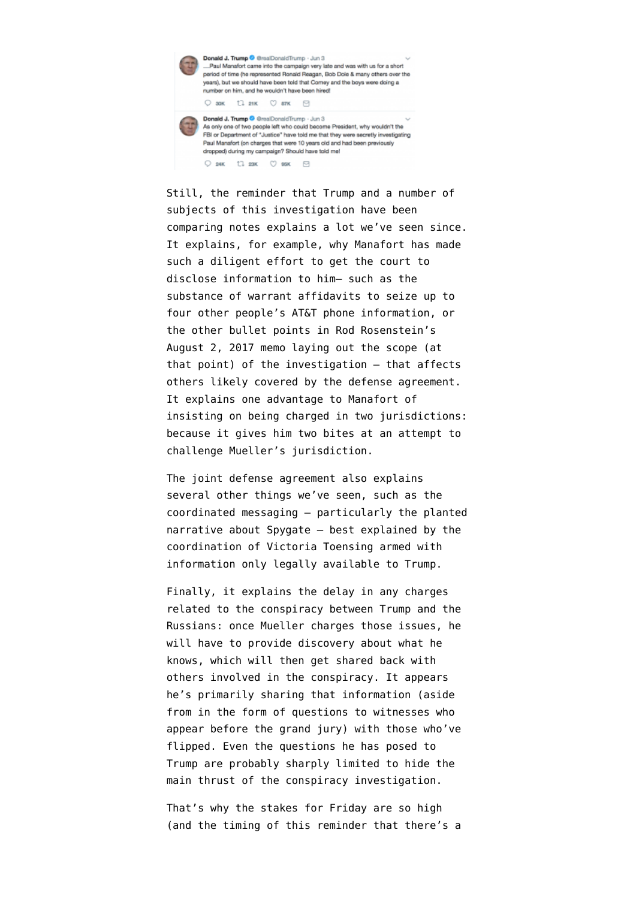Donald J. Trump @realDonaldTrump · Jun 3
....Paul Manafort came into the campaign very late and was with us for a short period of time (he represented Ronald Reagan, Bob Dole & many others over the years), but we should have been told that Comey and the boys were doing a number on him, and he wouldn't have been hired!

30K 21K 87K

Donald J. Trump @realDonaldTrump · Jun 3
As only one of two people left who could become President, why wouldn't the FBI or Department of "Justice" have told me that they were secretly investigating Paul Manafort (on charges that were 10 years old and had been previously dropped) during my campaign? Should have told me!

24K 23K 95K

Still, the reminder that Trump and a number of subjects of this investigation have been comparing notes explains a lot we've seen since. It explains, for example, why Manafort has made such a diligent effort to get the court to disclose information to him– such as the substance of warrant affidavits to seize up to four other people's AT&T phone information, or the other bullet points in Rod Rosenstein's August 2, 2017 memo laying out the scope (at that point) of the investigation — that affects others likely covered by the defense agreement. It explains one advantage to Manafort of insisting on being charged in two jurisdictions: because it gives him two bites at an attempt to challenge Mueller's jurisdiction.

The joint defense agreement also explains several other things we've seen, such as the coordinated messaging — particularly the planted narrative about Spygate — best explained by the coordination of Victoria Toensing armed with information only legally available to Trump.

Finally, it explains the delay in any charges related to the conspiracy between Trump and the Russians: once Mueller charges those issues, he will have to provide discovery about what he knows, which will then get shared back with others involved in the conspiracy. It appears he's primarily sharing that information (aside from in the form of questions to witnesses who appear before the grand jury) with those who've flipped. Even the questions he has posed to Trump are probably sharply limited to hide the main thrust of the conspiracy investigation.

That's why the stakes for Friday are so high (and the timing of this reminder that there's a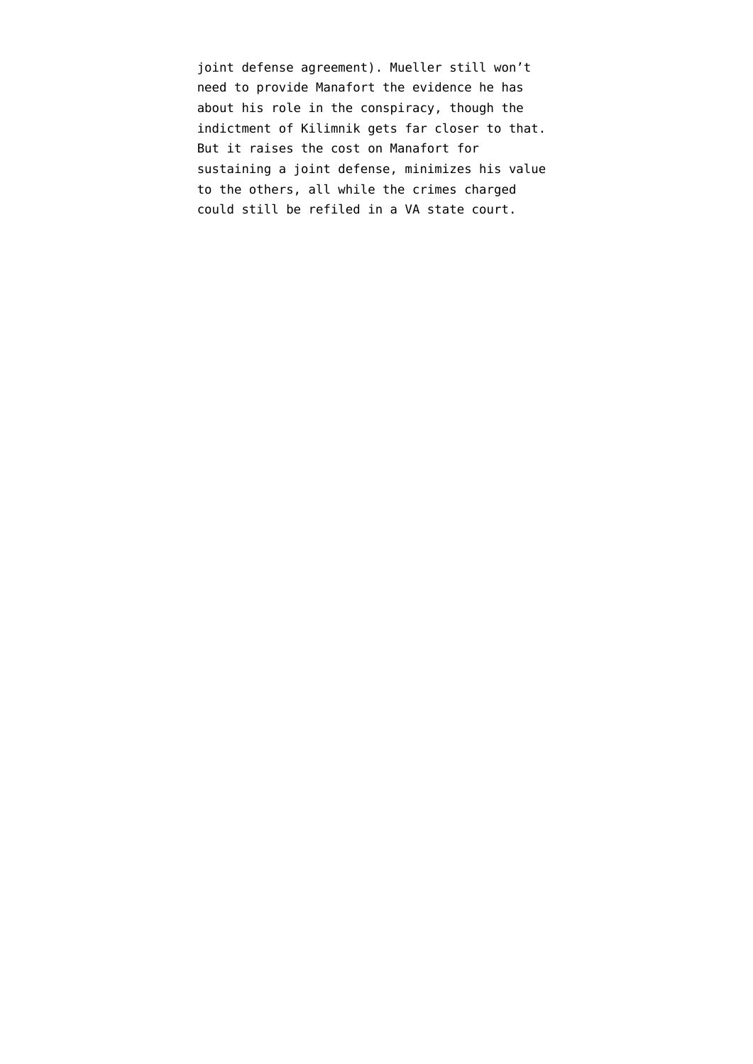joint defense agreement). Mueller still won't need to provide Manafort the evidence he has about his role in the conspiracy, though the indictment of Kilimnik gets far closer to that. But it raises the cost on Manafort for sustaining a joint defense, minimizes his value to the others, all while the crimes charged could still be refiled in a VA state court.